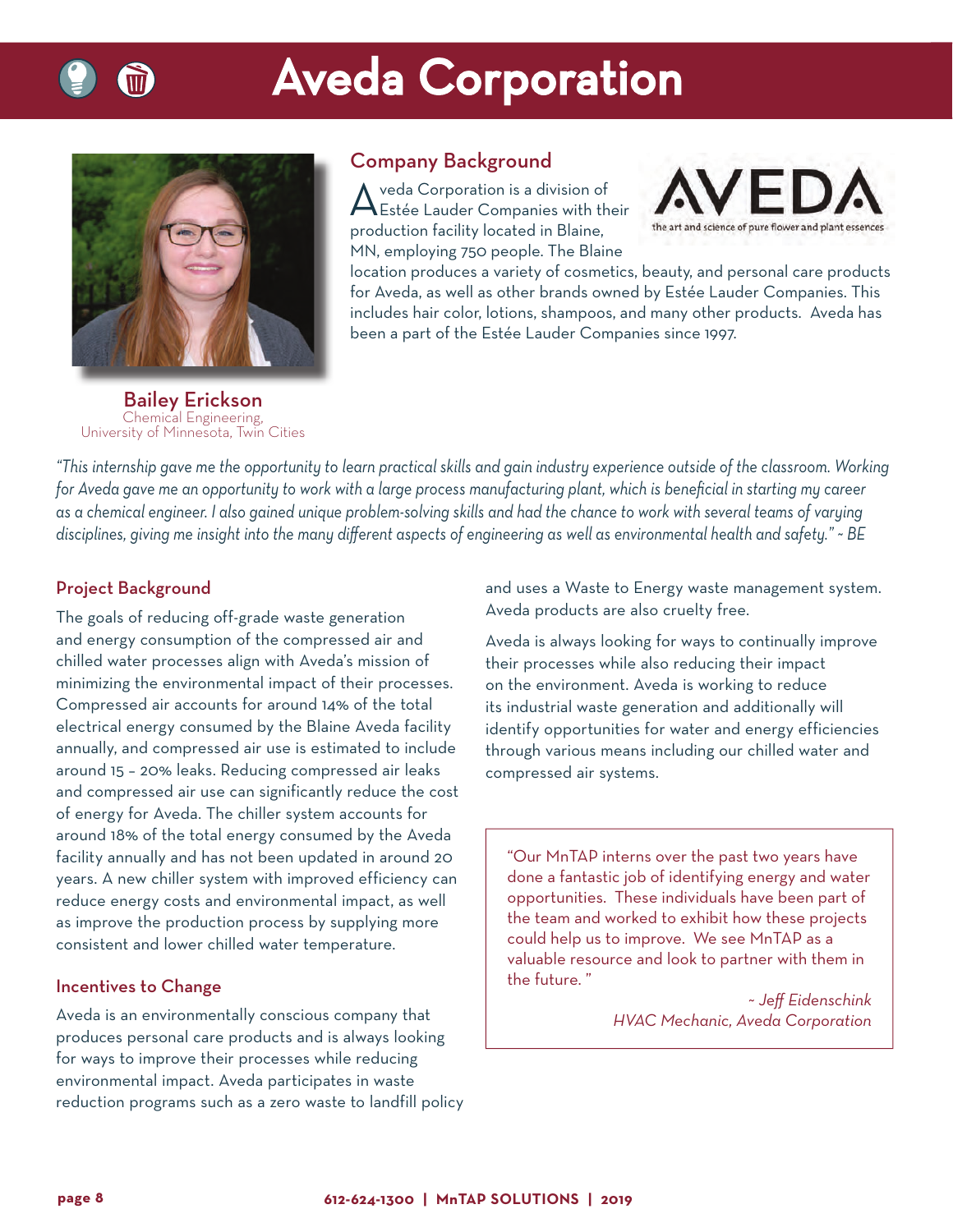# Aveda Corporation

## Company Background

Aveda Corporation is a division of Estée Lauder Companies with their production facility located in Blaine, MN, employing 750 people. The Blaine location produces a variety of cosmetics, beauty, and personal care products for Aveda, as well as other brands owned by Estée Lauder Companies. This includes hair color, lotions, shampoos, and many other products. Aveda has been a part of the Estée Lauder Companies since 1997.

**Bailey Erickson**
Chemical Engineering,
University of Minnesota, Twin Cities

*"This internship gave me the opportunity to learn practical skills and gain industry experience outside of the classroom. Working for Aveda gave me an opportunity to work with a large process manufacturing plant, which is beneficial in starting my career as a chemical engineer. I also gained unique problem-solving skills and had the chance to work with several teams of varying disciplines, giving me insight into the many different aspects of engineering as well as environmental health and safety." ~ BE*

## Project Background

The goals of reducing off-grade waste generation and energy consumption of the compressed air and chilled water processes align with Aveda's mission of minimizing the environmental impact of their processes. Compressed air accounts for around 14% of the total electrical energy consumed by the Blaine Aveda facility annually, and compressed air use is estimated to include around 15 – 20% leaks. Reducing compressed air leaks and compressed air use can significantly reduce the cost of energy for Aveda. The chiller system accounts for around 18% of the total energy consumed by the Aveda facility annually and has not been updated in around 20 years. A new chiller system with improved efficiency can reduce energy costs and environmental impact, as well as improve the production process by supplying more consistent and lower chilled water temperature.

## Incentives to Change

Aveda is an environmentally conscious company that produces personal care products and is always looking for ways to improve their processes while reducing environmental impact. Aveda participates in waste reduction programs such as a zero waste to landfill policy and uses a Waste to Energy waste management system. Aveda products are also cruelty free.

Aveda is always looking for ways to continually improve their processes while also reducing their impact on the environment. Aveda is working to reduce its industrial waste generation and additionally will identify opportunities for water and energy efficiencies through various means including our chilled water and compressed air systems.

> "Our MnTAP interns over the past two years have done a fantastic job of identifying energy and water opportunities. These individuals have been part of the team and worked to exhibit how these projects could help us to improve. We see MnTAP as a valuable resource and look to partner with them in the future."
>
> *~ Jeff Eidenschink*
> *HVAC Mechanic, Aveda Corporation*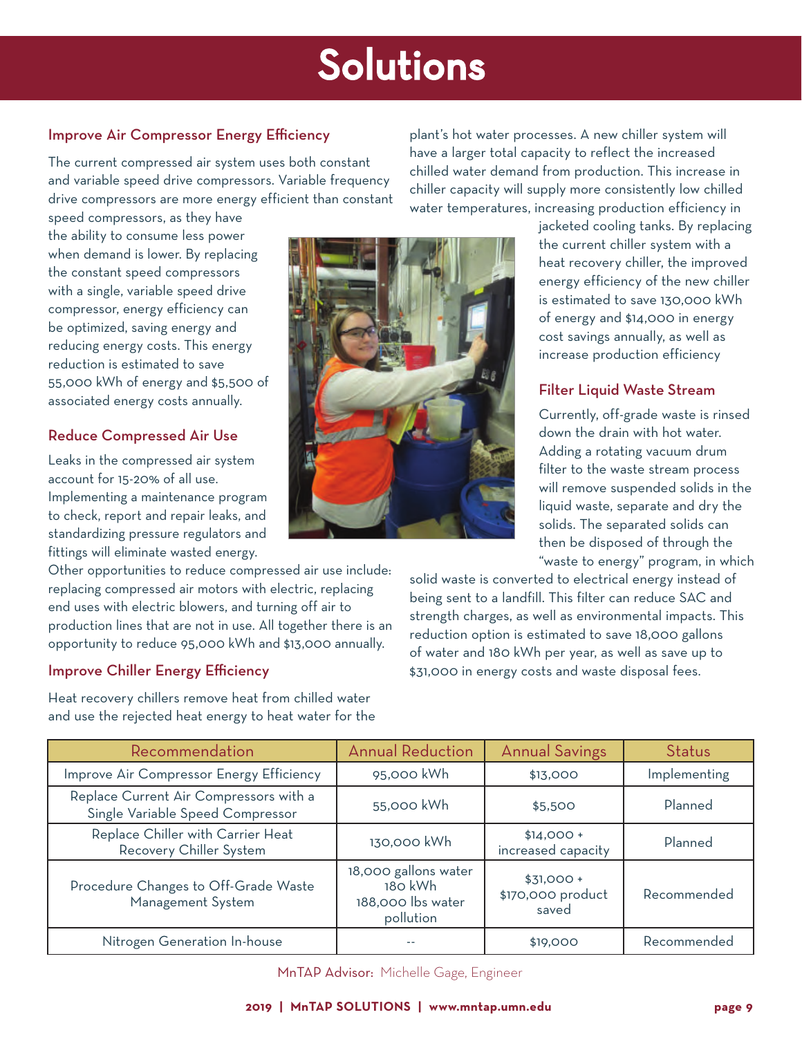# Solutions

## Improve Air Compressor Energy Efficiency

The current compressed air system uses both constant and variable speed drive compressors. Variable frequency drive compressors are more energy efficient than constant speed compressors, as they have the ability to consume less power when demand is lower. By replacing the constant speed compressors with a single, variable speed drive compressor, energy efficiency can be optimized, saving energy and reducing energy costs. This energy reduction is estimated to save 55,000 kWh of energy and $5,500 of associated energy costs annually.

## Reduce Compressed Air Use

Leaks in the compressed air system account for 15-20% of all use. Implementing a maintenance program to check, report and repair leaks, and standardizing pressure regulators and fittings will eliminate wasted energy. Other opportunities to reduce compressed air use include: replacing compressed air motors with electric, replacing end uses with electric blowers, and turning off air to production lines that are not in use. All together there is an opportunity to reduce 95,000 kWh and $13,000 annually.

## Improve Chiller Energy Efficiency

Heat recovery chillers remove heat from chilled water and use the rejected heat energy to heat water for the plant's hot water processes. A new chiller system will have a larger total capacity to reflect the increased chilled water demand from production. This increase in chiller capacity will supply more consistently low chilled water temperatures, increasing production efficiency in jacketed cooling tanks. By replacing the current chiller system with a heat recovery chiller, the improved energy efficiency of the new chiller is estimated to save 130,000 kWh of energy and $14,000 in energy cost savings annually, as well as increase production efficiency

## Filter Liquid Waste Stream

Currently, off-grade waste is rinsed down the drain with hot water. Adding a rotating vacuum drum filter to the waste stream process will remove suspended solids in the liquid waste, separate and dry the solids. The separated solids can then be disposed of through the "waste to energy" program, in which solid waste is converted to electrical energy instead of being sent to a landfill. This filter can reduce SAC and strength charges, as well as environmental impacts. This reduction option is estimated to save 18,000 gallons of water and 180 kWh per year, as well as save up to $31,000 in energy costs and waste disposal fees.

| Recommendation | Annual Reduction | Annual Savings | Status |
|---|---|---|---|
| Improve Air Compressor Energy Efficiency | 95,000 kWh | $13,000 | Implementing |
| Replace Current Air Compressors with a Single Variable Speed Compressor | 55,000 kWh | $5,500 | Planned |
| Replace Chiller with Carrier Heat Recovery Chiller System | 130,000 kWh | $14,000 + increased capacity | Planned |
| Procedure Changes to Off-Grade Waste Management System | 18,000 gallons water 180 kWh 188,000 lbs water pollution | $31,000 + $170,000 product saved | Recommended |
| Nitrogen Generation In-house | -- | $19,000 | Recommended |

MnTAP Advisor: Michelle Gage, Engineer